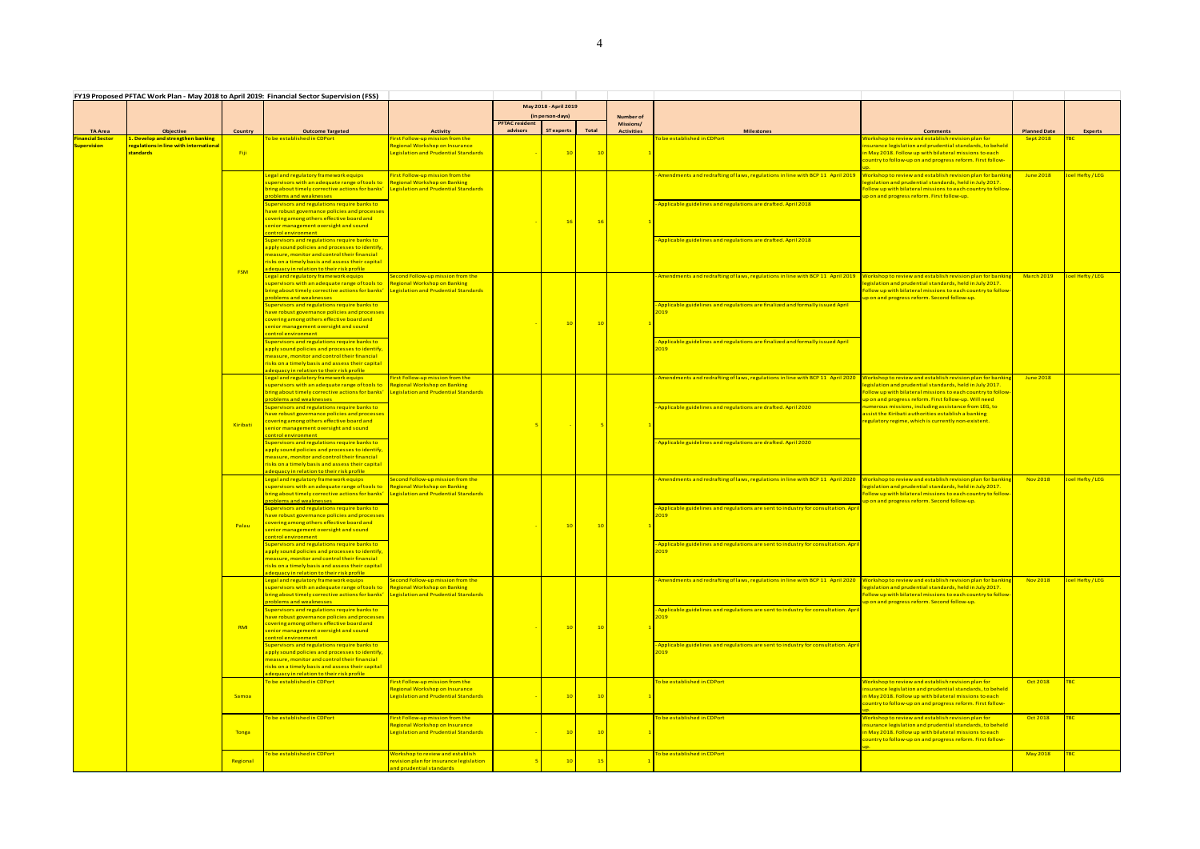## FY19 Proposed PFTAC Work Plan - May 2018 to April 2019: Financial Sector Supervision (FSS)

| TA Area | Objective | Country | Outcome Targeted | Activity | May 2018 - April 2019 (in person-days) PFTAC resident advisors | ST experts | Total | Number of Missions/ Activities | Milestones | Comments | Planned Date | Experts |
|---|---|---|---|---|---|---|---|---|---|---|---|---|
| Financial Sector Supervision | 1. Develop and strengthen banking regulations in line with international standards | Fiji | To be established in CDPort | First Follow-up mission from the Regional Workshop on Insurance Legislation and Prudential Standards | - | 10 | 10 | 1 | To be established in CDPort | Workshop to review and establish revision plan for insurance legislation and prudential standards, to be held in May 2018. Follow up with bilateral missions to each country to follow-up on and progress reform. First follow-up. | Sept 2018 | TBC |
| | | FSM | Legal and regulatory framework equips supervisors with an adequate range of tools to bring about timely corrective actions for banks' problems and weaknesses<br>Supervisors and regulations require banks to have robust governance policies and processes covering among others effective board and senior management oversight and sound control environment<br>Supervisors and regulations require banks to apply sound policies and processes to identify, measure, monitor and control their financial risks on a timely basis and assess their capital adequacy in relation to their risk profile | First Follow-up mission from the Regional Workshop on Banking Legislation and Prudential Standards | - | 16 | 16 | 1 | - Amendments and redrafting of laws, regulations in line with BCP 11 April 2019<br>- Applicable guidelines and regulations are drafted. April 2018<br>- Applicable guidelines and regulations are drafted. April 2018 | Workshop to review and establish revision plan for banking legislation and prudential standards, held in July 2017. Follow up with bilateral missions to each country to follow-up on and progress reform. First follow-up. | June 2018 | Joel Hefty / LEG |
| | | FSM | Legal and regulatory framework equips supervisors with an adequate range of tools to bring about timely corrective actions for banks' problems and weaknesses<br>Supervisors and regulations require banks to have robust governance policies and processes covering among others effective board and senior management oversight and sound control environment<br>Supervisors and regulations require banks to apply sound policies and processes to identify, measure, monitor and control their financial risks on a timely basis and assess their capital adequacy in relation to their risk profile | Second Follow-up mission from the Regional Workshop on Banking Legislation and Prudential Standards | - | 10 | 10 | 1 | - Amendments and redrafting of laws, regulations in line with BCP 11 April 2019<br>- Applicable guidelines and regulations are finalized and formally issued April 2019<br>- Applicable guidelines and regulations are finalized and formally issued April 2019 | Workshop to review and establish revision plan for banking legislation and prudential standards, held in July 2017. Follow up with bilateral missions to each country to follow-up on and progress reform. Second follow-up. | March 2019 | Joel Hefty / LEG |
| | | Kiribati | Legal and regulatory framework equips supervisors with an adequate range of tools to bring about timely corrective actions for banks' problems and weaknesses<br>Supervisors and regulations require banks to have robust governance policies and processes covering among others effective board and senior management oversight and sound control environment<br>Supervisors and regulations require banks to apply sound policies and processes to identify, measure, monitor and control their financial risks on a timely basis and assess their capital adequacy in relation to their risk profile | First Follow-up mission from the Regional Workshop on Banking Legislation and Prudential Standards | 5 | - | 5 | 1 | - Amendments and redrafting of laws, regulations in line with BCP 11 April 2020<br>- Applicable guidelines and regulations are drafted. April 2020<br>- Applicable guidelines and regulations are drafted. April 2020 | Workshop to review and establish revision plan for banking legislation and prudential standards, held in July 2017. Follow up with bilateral missions to each country to follow-up on and progress reform. First follow-up. Will need numerous missions, including assistance from LEG, to assist the Kiribati authorities establish a banking regulatory regime, which is currently non-existent. | June 2018 | |
| | | Palau | Legal and regulatory framework equips supervisors with an adequate range of tools to bring about timely corrective actions for banks' problems and weaknesses<br>Supervisors and regulations require banks to have robust governance policies and processes covering among others effective board and senior management oversight and sound control environment<br>Supervisors and regulations require banks to apply sound policies and processes to identify, measure, monitor and control their financial risks on a timely basis and assess their capital adequacy in relation to their risk profile | Second Follow-up mission from the Regional Workshop on Banking Legislation and Prudential Standards | - | 10 | 10 | 1 | - Amendments and redrafting of laws, regulations in line with BCP 11 April 2020<br>- Applicable guidelines and regulations are sent to industry for consultation. April 2019<br>- Applicable guidelines and regulations are sent to industry for consultation. April 2019 | Workshop to review and establish revision plan for banking legislation and prudential standards, held in July 2017. Follow up with bilateral missions to each country to follow-up on and progress reform. Second follow-up. | Nov 2018 | Joel Hefty / LEG |
| | | RMI | Legal and regulatory framework equips supervisors with an adequate range of tools to bring about timely corrective actions for banks' problems and weaknesses<br>Supervisors and regulations require banks to have robust governance policies and processes covering among others effective board and senior management oversight and sound control environment<br>Supervisors and regulations require banks to apply sound policies and processes to identify, measure, monitor and control their financial risks on a timely basis and assess their capital adequacy in relation to their risk profile | Second Follow-up mission from the Regional Workshop on Banking Legislation and Prudential Standards | - | 10 | 10 | 1 | - Amendments and redrafting of laws, regulations in line with BCP 11 April 2020<br>- Applicable guidelines and regulations are sent to industry for consultation. April 2019<br>- Applicable guidelines and regulations are sent to industry for consultation. April 2019 | Workshop to review and establish revision plan for banking legislation and prudential standards, held in July 2017. Follow up with bilateral missions to each country to follow-up on and progress reform. Second follow-up. | Nov 2018 | Joel Hefty / LEG |
| | | Samoa | To be established in CDPort | First Follow-up mission from the Regional Workshop on Insurance Legislation and Prudential Standards | - | 10 | 10 | 1 | To be established in CDPort | Workshop to review and establish revision plan for insurance legislation and prudential standards, to be held in May 2018. Follow up with bilateral missions to each country to follow-up on and progress reform. First follow-up. | Oct 2018 | TBC |
| | | Tonga | To be established in CDPort | First Follow-up mission from the Regional Workshop on Insurance Legislation and Prudential Standards | - | 10 | 10 | 1 | To be established in CDPort | Workshop to review and establish revision plan for insurance legislation and prudential standards, to be held in May 2018. Follow up with bilateral missions to each country to follow-up on and progress reform. First follow-up. | Oct 2018 | TBC |
| | | Regional | To be established in CDPort | Workshop to review and establish revision plan for insurance legislation and prudential standards | 5 | 10 | 15 | 1 | To be established in CDPort | | May 2018 | TBC |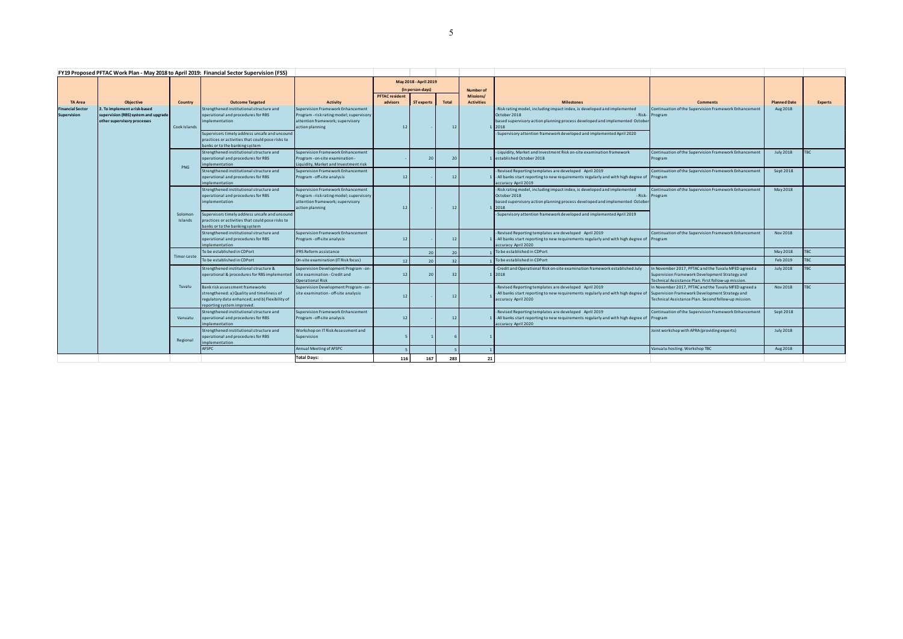**FY19 Proposed PFTAC Work Plan - May 2018 to April 2019: Financial Sector Supervision (FSS)**

| TA Area | Objective | Country | Outcome Targeted | Activity | May 2018 - April 2019 (in person-days) PFTAC resident advisors | ST experts | Total | Number of Missions/ Activities | Milestones | Comments | Planned Date | Experts |
|---|---|---|---|---|---|---|---|---|---|---|---|---|
| Financial Sector Supervision | 2. To implement a risk-based supervision (RBS) system and upgrade other supervisory processes | Cook Islands | Strengthened institutional structure and operational and procedures for RBS implementation<br>Supervisors timely address unsafe and unsound practices or activities that could pose risks to banks or to the banking system | Supervision Framework Enhancement Program - risk rating model; supervisory attention framework; supervisory action planning | 12 | - | 12 | 1 | - Risk rating model, including impact index, is developed and implemented October 2018 - Risk-based supervisory action planning process developed and implemented October 2018<br>- Supervisory attention framework developed and implemented April 2020 | Continuation of the Supervision Framework Enhancement Program | Aug 2018 | |
| | | PNG | Strengthened institutional structure and operational and procedures for RBS implementation | Supervision Framework Enhancement Program - on-site examination - Liquidity, Market and Investment risk | - | 20 | 20 | 1 | - Liquidity, Market and Investment Risk on-site examination framework established October 2018 | Continuation of the Supervision Framework Enhancement Program | July 2018 | TBC |
| | | | Strengthened institutional structure and operational and procedures for RBS implementation | Supervision Framework Enhancement Program - off-site analysis | 12 | - | 12 | 1 | - Revised Reporting templates are developed April 2019<br>- All banks start reporting to new requirements regularly and with high degree of accuracy April 2019 | Continuation of the Supervision Framework Enhancement Program | Sept 2018 | |
| | | Solomon Islands | Strengthened institutional structure and operational and procedures for RBS implementation<br>Supervisors timely address unsafe and unsound practices or activities that could pose risks to banks or to the banking system | Supervision Framework Enhancement Program - risk rating model; supervisory attention framework; supervisory action planning | 12 | - | 12 | 1 | - Risk rating model, including impact index, is developed and implemented October 2018 - Risk-based supervisory action planning process developed and implemented October 2018<br>- Supervisory attention framework developed and implemented April 2019 | Continuation of the Supervision Framework Enhancement Program | May 2018 | |
| | | | Strengthened institutional structure and operational and procedures for RBS implementation | Supervision Framework Enhancement Program - off-site analysis | 12 | - | 12 | 1 | - Revised Reporting templates are developed April 2019<br>- All banks start reporting to new requirements regularly and with high degree of accuracy April 2020 | Continuation of the Supervision Framework Enhancement Program | Nov 2018 | |
| | | Timor-Leste | To be established in CDPort | IFRS Reform assistance | | 20 | 20 | 1 | To be established in CDPort | | May 2018 | TBC |
| | | | To be established in CDPort | On-site examination (IT Risk focus) | 12 | 20 | 32 | 1 | To be established in CDPort | | Feb 2019 | TBC |
| | | Tuvalu | Strengthened institutional structure & operational & procedures for RBS implemented | Supervision Development Program - on-site examination - Credit and Operational Risk | 12 | 20 | 32 | 1 | - Credit and Operational Risk on-site examination framework established July 2018 | In November 2017, PFTAC and the Tuvalu MFED agreed a Supervision Framework Development Strategy and Technical Assistance Plan. First follow-up mission. | July 2018 | TBC |
| | | | Bank risk assessment frameworks strengthened: a) Quality and timeliness of regulatory data enhanced; and b) Flexibility of reporting system improved. | Supervision Development Program - on-site examination - off-site analysis | 12 | - | 12 | 1 | - Revised Reporting templates are developed April 2019<br>- All banks start reporting to new requirements regularly and with high degree of accuracy April 2020 | In November 2017, PFTAC and the Tuvalu MFED agreed a Supervision Framework Development Strategy and Technical Assistance Plan. Second follow-up mission. | Nov 2018 | TBC |
| | | Vanuatu | Strengthened institutional structure and operational and procedures for RBS implementation | Supervision Framework Enhancement Program - off-site analysis | 12 | - | 12 | 1 | - Revised Reporting templates are developed April 2019<br>- All banks start reporting to new requirements regularly and with high degree of accuracy April 2020 | Continuation of the Supervision Framework Enhancement Program | Sept 2018 | |
| | | Regional | Strengthened institutional structure and operational and procedures for RBS implementation | Workshop on IT Risk Assessment and Supervision | 5 | 1 | 6 | 1 | | Joint workshop with APRA (providing experts) | July 2018 | |
| | | | AFSPC | Annual Meeting of AFSPC | 5 | | 5 | 1 | | Vanuatu hosting. Workshop TBC | Aug 2018 | |
| | | | | **Total Days:** | 116 | 167 | 283 | 21 | | | | |